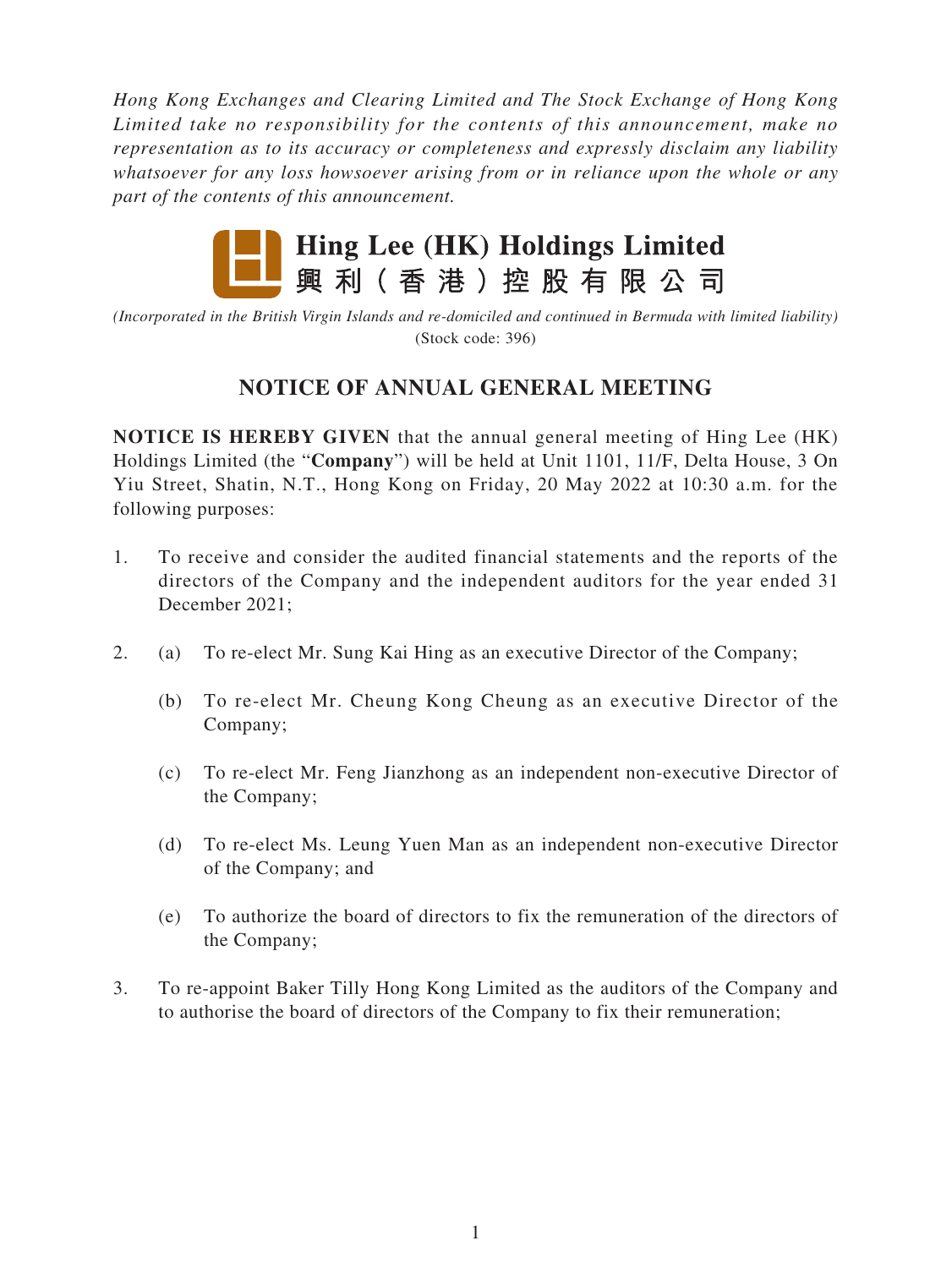*Hong Kong Exchanges and Clearing Limited and The Stock Exchange of Hong Kong Limited take no responsibility for the contents of this announcement, make no representation as to its accuracy or completeness and expressly disclaim any liability whatsoever for any loss howsoever arising from or in reliance upon the whole or any part of the contents of this announcement.*

# Hing Lee (HK) Holdings Limited
# 興利（香港）控股有限公司

*(Incorporated in the British Virgin Islands and re-domiciled and continued in Bermuda with limited liability)*
(Stock code: 396)

## NOTICE OF ANNUAL GENERAL MEETING

**NOTICE IS HEREBY GIVEN** that the annual general meeting of Hing Lee (HK) Holdings Limited (the "**Company**") will be held at Unit 1101, 11/F, Delta House, 3 On Yiu Street, Shatin, N.T., Hong Kong on Friday, 20 May 2022 at 10:30 a.m. for the following purposes:

1. To receive and consider the audited financial statements and the reports of the directors of the Company and the independent auditors for the year ended 31 December 2021;

2. (a) To re-elect Mr. Sung Kai Hing as an executive Director of the Company;

   (b) To re-elect Mr. Cheung Kong Cheung as an executive Director of the Company;

   (c) To re-elect Mr. Feng Jianzhong as an independent non-executive Director of the Company;

   (d) To re-elect Ms. Leung Yuen Man as an independent non-executive Director of the Company; and

   (e) To authorize the board of directors to fix the remuneration of the directors of the Company;

3. To re-appoint Baker Tilly Hong Kong Limited as the auditors of the Company and to authorise the board of directors of the Company to fix their remuneration;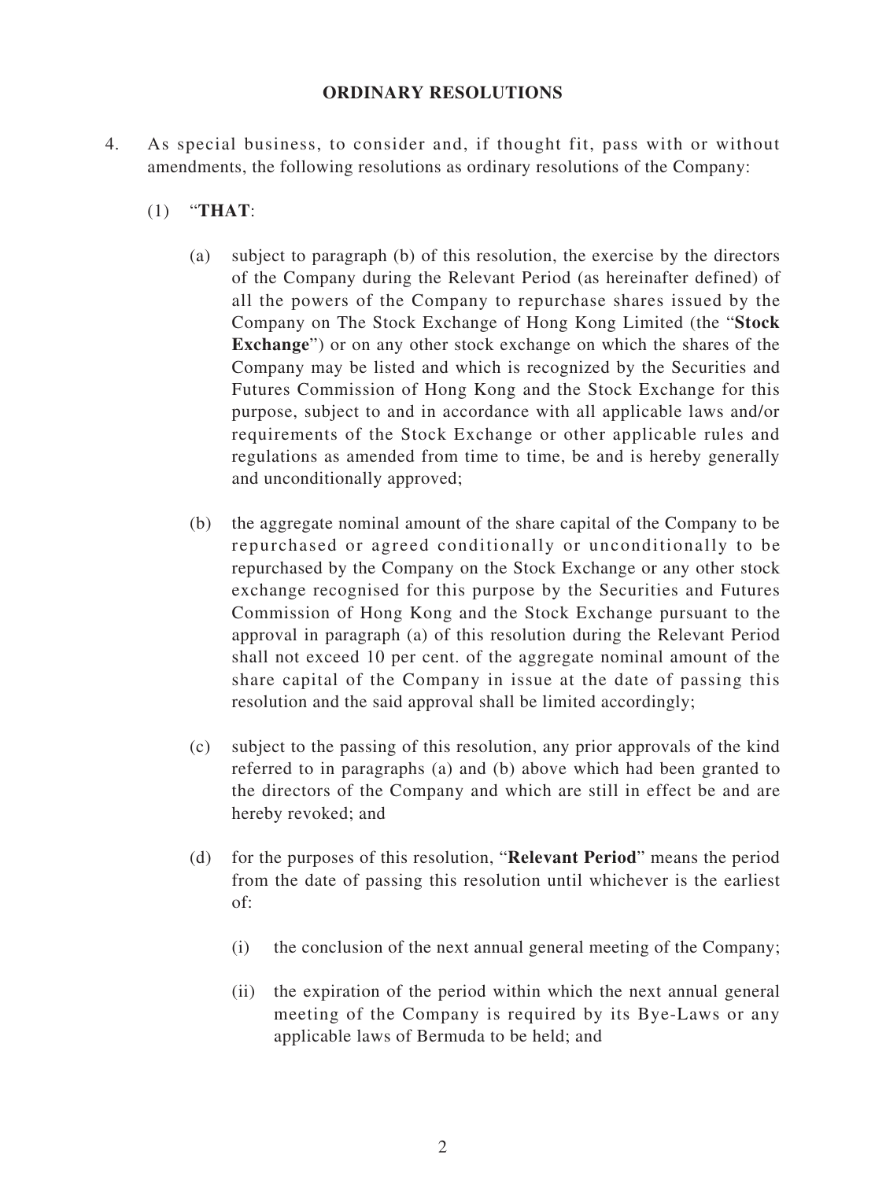## ORDINARY RESOLUTIONS

4. As special business, to consider and, if thought fit, pass with or without amendments, the following resolutions as ordinary resolutions of the Company:

   (1) "**THAT**:

   (a) subject to paragraph (b) of this resolution, the exercise by the directors of the Company during the Relevant Period (as hereinafter defined) of all the powers of the Company to repurchase shares issued by the Company on The Stock Exchange of Hong Kong Limited (the "**Stock Exchange**") or on any other stock exchange on which the shares of the Company may be listed and which is recognized by the Securities and Futures Commission of Hong Kong and the Stock Exchange for this purpose, subject to and in accordance with all applicable laws and/or requirements of the Stock Exchange or other applicable rules and regulations as amended from time to time, be and is hereby generally and unconditionally approved;

   (b) the aggregate nominal amount of the share capital of the Company to be repurchased or agreed conditionally or unconditionally to be repurchased by the Company on the Stock Exchange or any other stock exchange recognised for this purpose by the Securities and Futures Commission of Hong Kong and the Stock Exchange pursuant to the approval in paragraph (a) of this resolution during the Relevant Period shall not exceed 10 per cent. of the aggregate nominal amount of the share capital of the Company in issue at the date of passing this resolution and the said approval shall be limited accordingly;

   (c) subject to the passing of this resolution, any prior approvals of the kind referred to in paragraphs (a) and (b) above which had been granted to the directors of the Company and which are still in effect be and are hereby revoked; and

   (d) for the purposes of this resolution, "**Relevant Period**" means the period from the date of passing this resolution until whichever is the earliest of:

      (i) the conclusion of the next annual general meeting of the Company;

      (ii) the expiration of the period within which the next annual general meeting of the Company is required by its Bye-Laws or any applicable laws of Bermuda to be held; and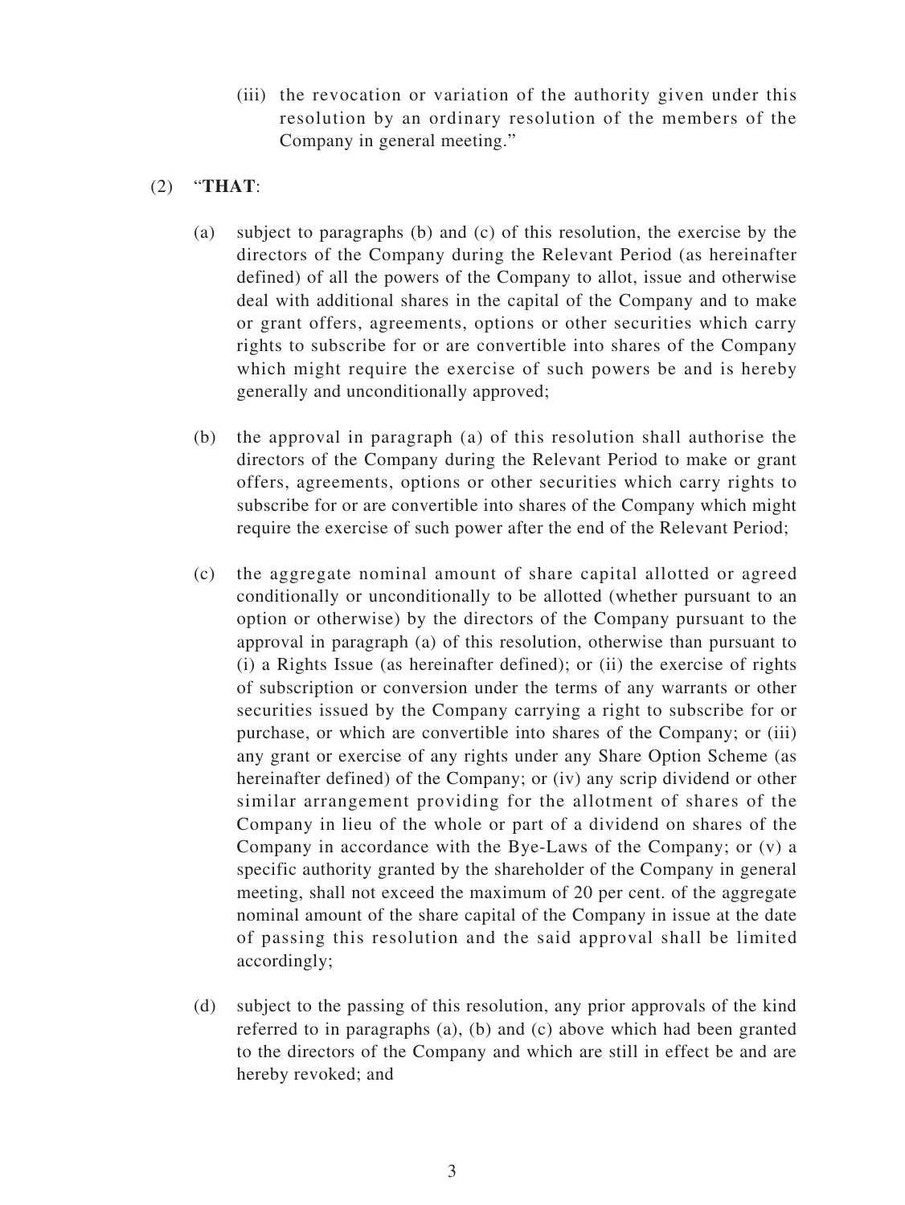(iii) the revocation or variation of the authority given under this resolution by an ordinary resolution of the members of the Company in general meeting."

(2) "**THAT**:

(a) subject to paragraphs (b) and (c) of this resolution, the exercise by the directors of the Company during the Relevant Period (as hereinafter defined) of all the powers of the Company to allot, issue and otherwise deal with additional shares in the capital of the Company and to make or grant offers, agreements, options or other securities which carry rights to subscribe for or are convertible into shares of the Company which might require the exercise of such powers be and is hereby generally and unconditionally approved;

(b) the approval in paragraph (a) of this resolution shall authorise the directors of the Company during the Relevant Period to make or grant offers, agreements, options or other securities which carry rights to subscribe for or are convertible into shares of the Company which might require the exercise of such power after the end of the Relevant Period;

(c) the aggregate nominal amount of share capital allotted or agreed conditionally or unconditionally to be allotted (whether pursuant to an option or otherwise) by the directors of the Company pursuant to the approval in paragraph (a) of this resolution, otherwise than pursuant to (i) a Rights Issue (as hereinafter defined); or (ii) the exercise of rights of subscription or conversion under the terms of any warrants or other securities issued by the Company carrying a right to subscribe for or purchase, or which are convertible into shares of the Company; or (iii) any grant or exercise of any rights under any Share Option Scheme (as hereinafter defined) of the Company; or (iv) any scrip dividend or other similar arrangement providing for the allotment of shares of the Company in lieu of the whole or part of a dividend on shares of the Company in accordance with the Bye-Laws of the Company; or (v) a specific authority granted by the shareholder of the Company in general meeting, shall not exceed the maximum of 20 per cent. of the aggregate nominal amount of the share capital of the Company in issue at the date of passing this resolution and the said approval shall be limited accordingly;

(d) subject to the passing of this resolution, any prior approvals of the kind referred to in paragraphs (a), (b) and (c) above which had been granted to the directors of the Company and which are still in effect be and are hereby revoked; and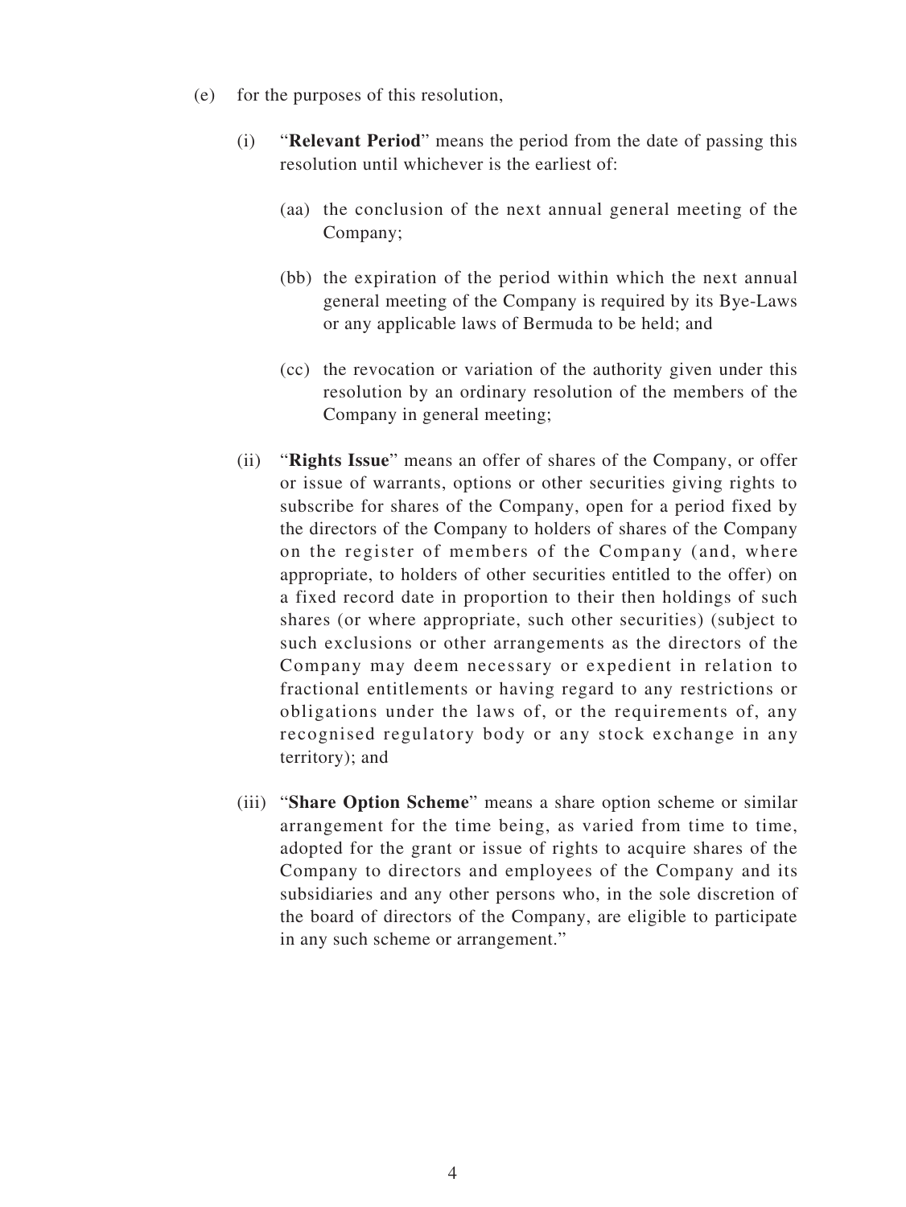(e) for the purposes of this resolution,

(i) "**Relevant Period**" means the period from the date of passing this resolution until whichever is the earliest of:

(aa) the conclusion of the next annual general meeting of the Company;

(bb) the expiration of the period within which the next annual general meeting of the Company is required by its Bye-Laws or any applicable laws of Bermuda to be held; and

(cc) the revocation or variation of the authority given under this resolution by an ordinary resolution of the members of the Company in general meeting;

(ii) "**Rights Issue**" means an offer of shares of the Company, or offer or issue of warrants, options or other securities giving rights to subscribe for shares of the Company, open for a period fixed by the directors of the Company to holders of shares of the Company on the register of members of the Company (and, where appropriate, to holders of other securities entitled to the offer) on a fixed record date in proportion to their then holdings of such shares (or where appropriate, such other securities) (subject to such exclusions or other arrangements as the directors of the Company may deem necessary or expedient in relation to fractional entitlements or having regard to any restrictions or obligations under the laws of, or the requirements of, any recognised regulatory body or any stock exchange in any territory); and

(iii) "**Share Option Scheme**" means a share option scheme or similar arrangement for the time being, as varied from time to time, adopted for the grant or issue of rights to acquire shares of the Company to directors and employees of the Company and its subsidiaries and any other persons who, in the sole discretion of the board of directors of the Company, are eligible to participate in any such scheme or arrangement."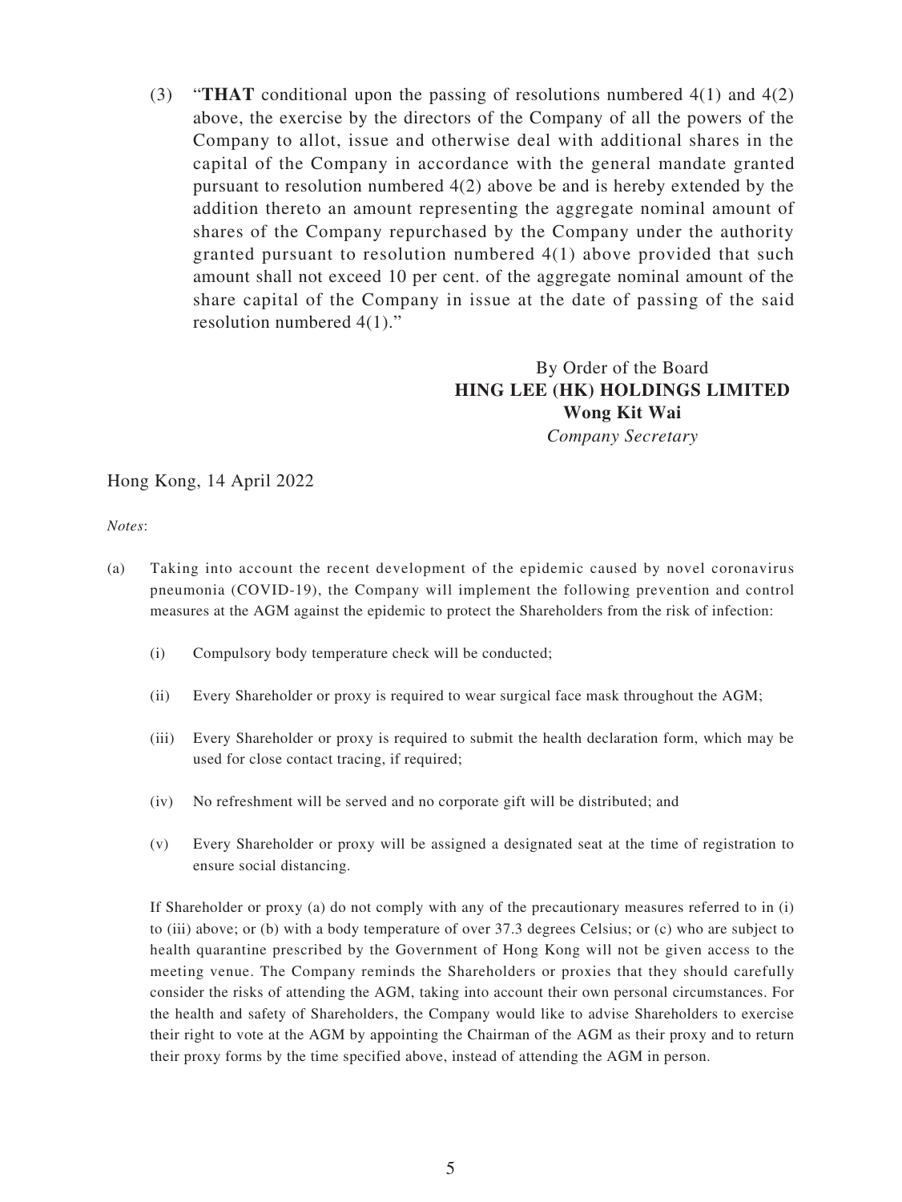(3) "**THAT** conditional upon the passing of resolutions numbered 4(1) and 4(2) above, the exercise by the directors of the Company of all the powers of the Company to allot, issue and otherwise deal with additional shares in the capital of the Company in accordance with the general mandate granted pursuant to resolution numbered 4(2) above be and is hereby extended by the addition thereto an amount representing the aggregate nominal amount of shares of the Company repurchased by the Company under the authority granted pursuant to resolution numbered 4(1) above provided that such amount shall not exceed 10 per cent. of the aggregate nominal amount of the share capital of the Company in issue at the date of passing of the said resolution numbered 4(1)."

By Order of the Board
**HING LEE (HK) HOLDINGS LIMITED**
**Wong Kit Wai**
*Company Secretary*

Hong Kong, 14 April 2022

*Notes*:

(a) Taking into account the recent development of the epidemic caused by novel coronavirus pneumonia (COVID-19), the Company will implement the following prevention and control measures at the AGM against the epidemic to protect the Shareholders from the risk of infection:

(i) Compulsory body temperature check will be conducted;

(ii) Every Shareholder or proxy is required to wear surgical face mask throughout the AGM;

(iii) Every Shareholder or proxy is required to submit the health declaration form, which may be used for close contact tracing, if required;

(iv) No refreshment will be served and no corporate gift will be distributed; and

(v) Every Shareholder or proxy will be assigned a designated seat at the time of registration to ensure social distancing.

If Shareholder or proxy (a) do not comply with any of the precautionary measures referred to in (i) to (iii) above; or (b) with a body temperature of over 37.3 degrees Celsius; or (c) who are subject to health quarantine prescribed by the Government of Hong Kong will not be given access to the meeting venue. The Company reminds the Shareholders or proxies that they should carefully consider the risks of attending the AGM, taking into account their own personal circumstances. For the health and safety of Shareholders, the Company would like to advise Shareholders to exercise their right to vote at the AGM by appointing the Chairman of the AGM as their proxy and to return their proxy forms by the time specified above, instead of attending the AGM in person.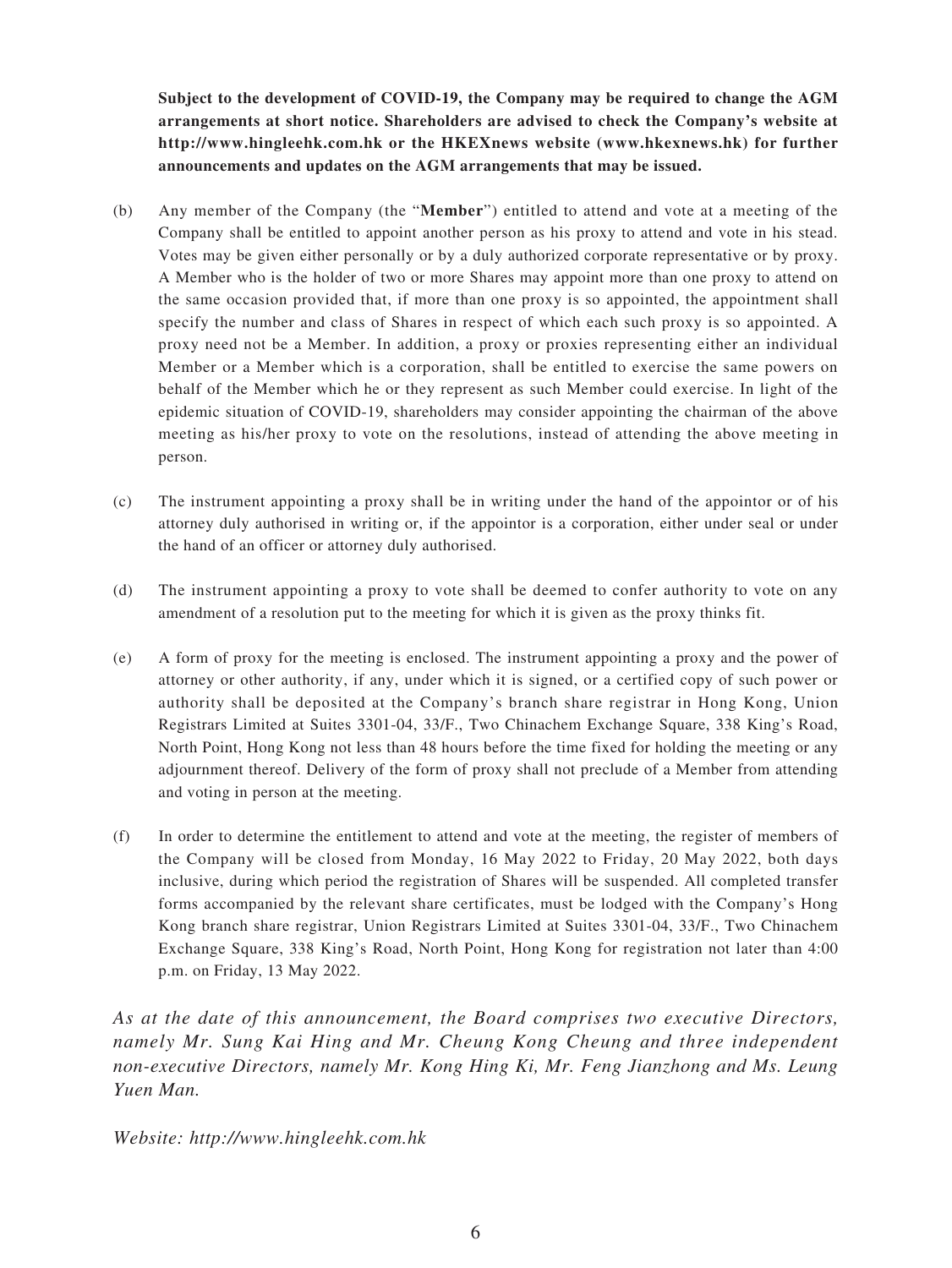**Subject to the development of COVID-19, the Company may be required to change the AGM arrangements at short notice. Shareholders are advised to check the Company's website at http://www.hingleehk.com.hk or the HKEXnews website (www.hkexnews.hk) for further announcements and updates on the AGM arrangements that may be issued.**

(b) Any member of the Company (the "**Member**") entitled to attend and vote at a meeting of the Company shall be entitled to appoint another person as his proxy to attend and vote in his stead. Votes may be given either personally or by a duly authorized corporate representative or by proxy. A Member who is the holder of two or more Shares may appoint more than one proxy to attend on the same occasion provided that, if more than one proxy is so appointed, the appointment shall specify the number and class of Shares in respect of which each such proxy is so appointed. A proxy need not be a Member. In addition, a proxy or proxies representing either an individual Member or a Member which is a corporation, shall be entitled to exercise the same powers on behalf of the Member which he or they represent as such Member could exercise. In light of the epidemic situation of COVID-19, shareholders may consider appointing the chairman of the above meeting as his/her proxy to vote on the resolutions, instead of attending the above meeting in person.

(c) The instrument appointing a proxy shall be in writing under the hand of the appointor or of his attorney duly authorised in writing or, if the appointor is a corporation, either under seal or under the hand of an officer or attorney duly authorised.

(d) The instrument appointing a proxy to vote shall be deemed to confer authority to vote on any amendment of a resolution put to the meeting for which it is given as the proxy thinks fit.

(e) A form of proxy for the meeting is enclosed. The instrument appointing a proxy and the power of attorney or other authority, if any, under which it is signed, or a certified copy of such power or authority shall be deposited at the Company's branch share registrar in Hong Kong, Union Registrars Limited at Suites 3301-04, 33/F., Two Chinachem Exchange Square, 338 King's Road, North Point, Hong Kong not less than 48 hours before the time fixed for holding the meeting or any adjournment thereof. Delivery of the form of proxy shall not preclude of a Member from attending and voting in person at the meeting.

(f) In order to determine the entitlement to attend and vote at the meeting, the register of members of the Company will be closed from Monday, 16 May 2022 to Friday, 20 May 2022, both days inclusive, during which period the registration of Shares will be suspended. All completed transfer forms accompanied by the relevant share certificates, must be lodged with the Company's Hong Kong branch share registrar, Union Registrars Limited at Suites 3301-04, 33/F., Two Chinachem Exchange Square, 338 King's Road, North Point, Hong Kong for registration not later than 4:00 p.m. on Friday, 13 May 2022.

*As at the date of this announcement, the Board comprises two executive Directors, namely Mr. Sung Kai Hing and Mr. Cheung Kong Cheung and three independent non-executive Directors, namely Mr. Kong Hing Ki, Mr. Feng Jianzhong and Ms. Leung Yuen Man.*

*Website: http://www.hingleehk.com.hk*